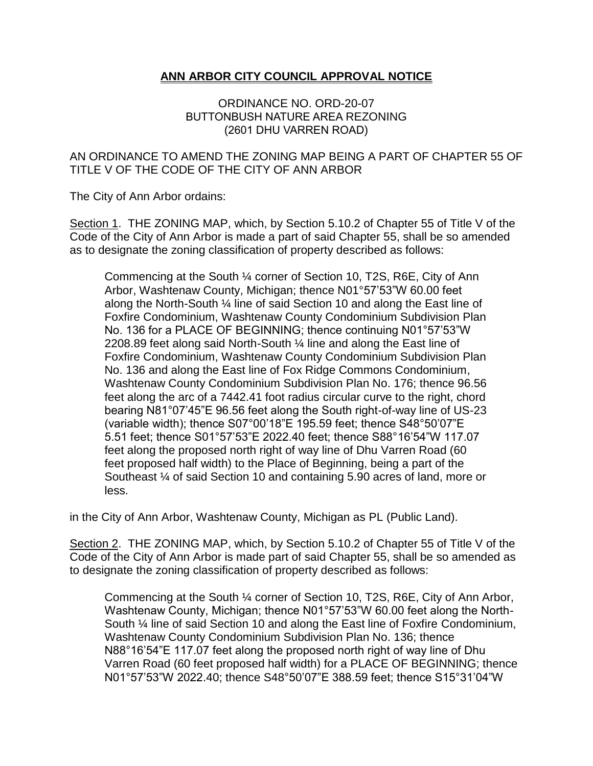# ANN ARBOR CITY COUNCIL APPROVAL NOTICE

ORDINANCE NO. ORD-20-07
BUTTONBUSH NATURE AREA REZONING
(2601 DHU VARREN ROAD)

AN ORDINANCE TO AMEND THE ZONING MAP BEING A PART OF CHAPTER 55 OF TITLE V OF THE CODE OF THE CITY OF ANN ARBOR

The City of Ann Arbor ordains:

Section 1. THE ZONING MAP, which, by Section 5.10.2 of Chapter 55 of Title V of the Code of the City of Ann Arbor is made a part of said Chapter 55, shall be so amended as to designate the zoning classification of property described as follows:

> Commencing at the South ¼ corner of Section 10, T2S, R6E, City of Ann Arbor, Washtenaw County, Michigan; thence N01°57'53"W 60.00 feet along the North-South ¼ line of said Section 10 and along the East line of Foxfire Condominium, Washtenaw County Condominium Subdivision Plan No. 136 for a PLACE OF BEGINNING; thence continuing N01°57'53"W 2208.89 feet along said North-South ¼ line and along the East line of Foxfire Condominium, Washtenaw County Condominium Subdivision Plan No. 136 and along the East line of Fox Ridge Commons Condominium, Washtenaw County Condominium Subdivision Plan No. 176; thence 96.56 feet along the arc of a 7442.41 foot radius circular curve to the right, chord bearing N81°07'45"E 96.56 feet along the South right-of-way line of US-23 (variable width); thence S07°00'18"E 195.59 feet; thence S48°50'07"E 5.51 feet; thence S01°57'53"E 2022.40 feet; thence S88°16'54"W 117.07 feet along the proposed north right of way line of Dhu Varren Road (60 feet proposed half width) to the Place of Beginning, being a part of the Southeast ¼ of said Section 10 and containing 5.90 acres of land, more or less.

in the City of Ann Arbor, Washtenaw County, Michigan as PL (Public Land).

Section 2. THE ZONING MAP, which, by Section 5.10.2 of Chapter 55 of Title V of the Code of the City of Ann Arbor is made part of said Chapter 55, shall be so amended as to designate the zoning classification of property described as follows:

> Commencing at the South ¼ corner of Section 10, T2S, R6E, City of Ann Arbor, Washtenaw County, Michigan; thence N01°57'53"W 60.00 feet along the North-South ¼ line of said Section 10 and along the East line of Foxfire Condominium, Washtenaw County Condominium Subdivision Plan No. 136; thence N88°16'54"E 117.07 feet along the proposed north right of way line of Dhu Varren Road (60 feet proposed half width) for a PLACE OF BEGINNING; thence N01°57'53"W 2022.40; thence S48°50'07"E 388.59 feet; thence S15°31'04"W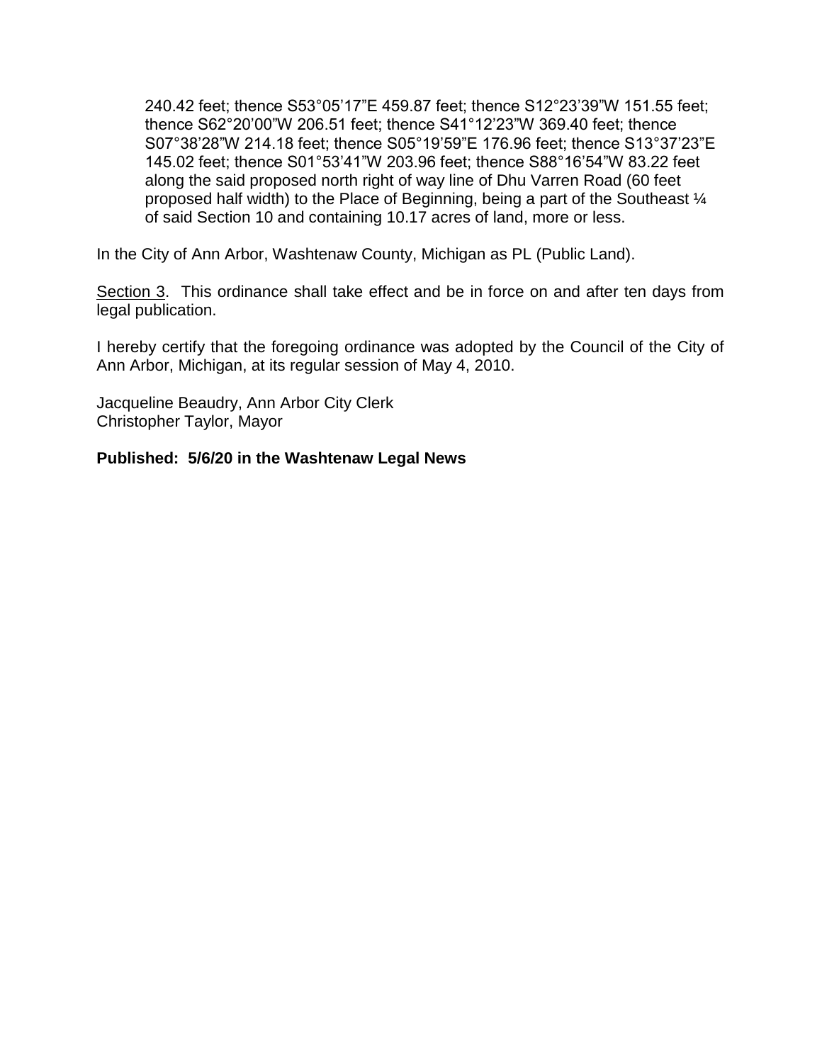240.42 feet; thence S53°05'17"E 459.87 feet; thence S12°23'39"W 151.55 feet; thence S62°20'00"W 206.51 feet; thence S41°12'23"W 369.40 feet; thence S07°38'28"W 214.18 feet; thence S05°19'59"E 176.96 feet; thence S13°37'23"E 145.02 feet; thence S01°53'41"W 203.96 feet; thence S88°16'54"W 83.22 feet along the said proposed north right of way line of Dhu Varren Road (60 feet proposed half width) to the Place of Beginning, being a part of the Southeast ¼ of said Section 10 and containing 10.17 acres of land, more or less.

In the City of Ann Arbor, Washtenaw County, Michigan as PL (Public Land).

Section 3. This ordinance shall take effect and be in force on and after ten days from legal publication.

I hereby certify that the foregoing ordinance was adopted by the Council of the City of Ann Arbor, Michigan, at its regular session of May 4, 2010.

Jacqueline Beaudry, Ann Arbor City Clerk
Christopher Taylor, Mayor

**Published: 5/6/20 in the Washtenaw Legal News**